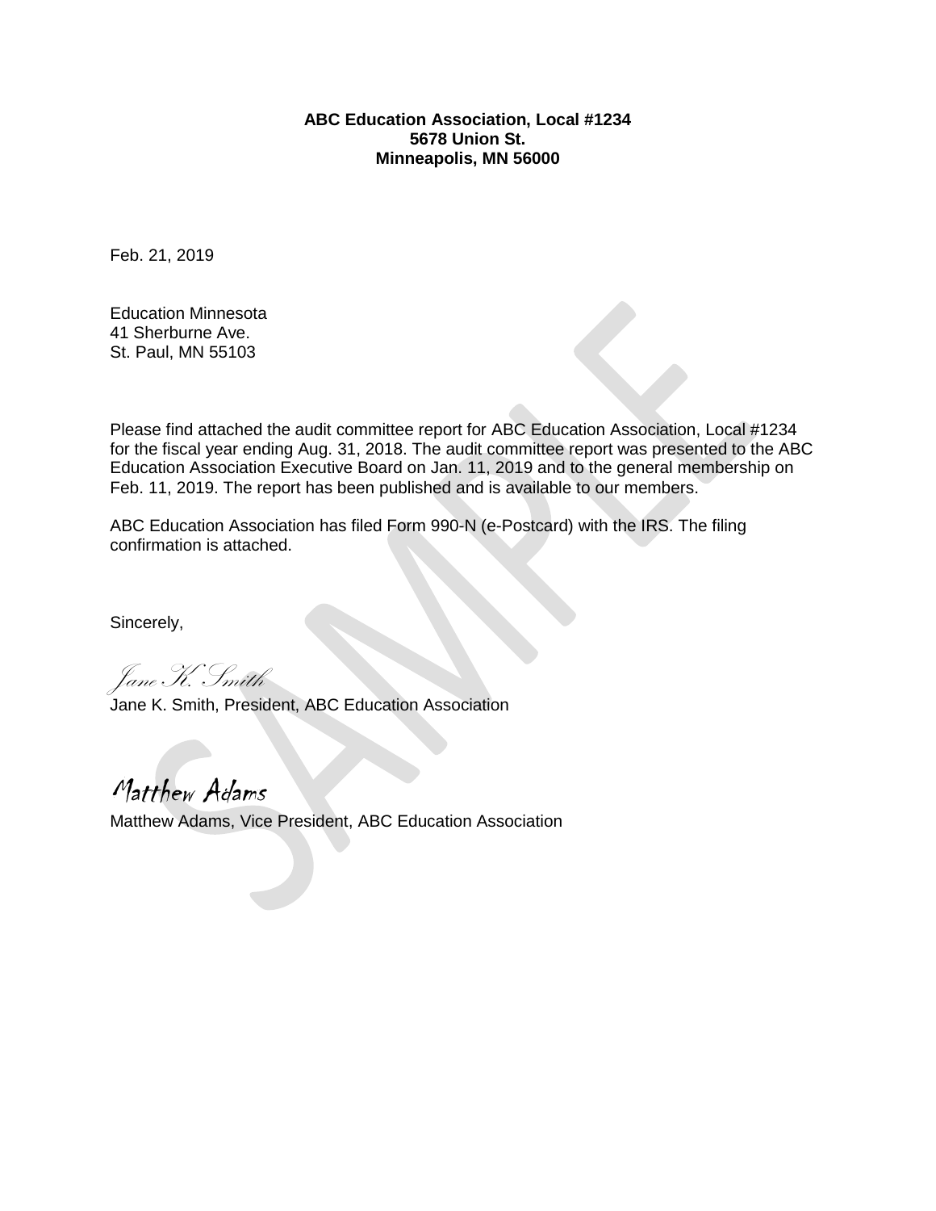**ABC Education Association, Local #1234**
**5678 Union St.**
**Minneapolis, MN 56000**

Feb. 21, 2019

Education Minnesota
41 Sherburne Ave.
St. Paul, MN 55103

Please find attached the audit committee report for ABC Education Association, Local #1234 for the fiscal year ending Aug. 31, 2018. The audit committee report was presented to the ABC Education Association Executive Board on Jan. 11, 2019 and to the general membership on Feb. 11, 2019. The report has been published and is available to our members.

ABC Education Association has filed Form 990-N (e-Postcard) with the IRS. The filing confirmation is attached.

Sincerely,

*Jane K. Smith*
Jane K. Smith, President, ABC Education Association

*Matthew Adams*
Matthew Adams, Vice President, ABC Education Association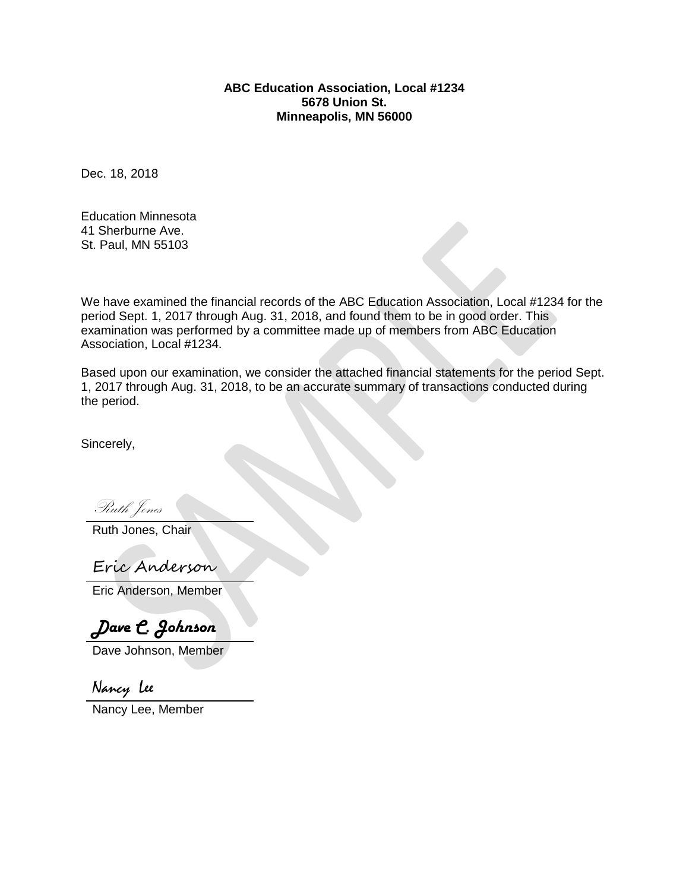**ABC Education Association, Local #1234**
**5678 Union St.**
**Minneapolis, MN 56000**

Dec. 18, 2018

Education Minnesota
41 Sherburne Ave.
St. Paul, MN 55103

We have examined the financial records of the ABC Education Association, Local #1234 for the period Sept. 1, 2017 through Aug. 31, 2018, and found them to be in good order. This examination was performed by a committee made up of members from ABC Education Association, Local #1234.

Based upon our examination, we consider the attached financial statements for the period Sept. 1, 2017 through Aug. 31, 2018, to be an accurate summary of transactions conducted during the period.

Sincerely,

*Ruth Jones*
Ruth Jones, Chair

*Eric Anderson*
Eric Anderson, Member

*Dave C. Johnson*
Dave Johnson, Member

*Nancy Lee*
Nancy Lee, Member

SAMPLE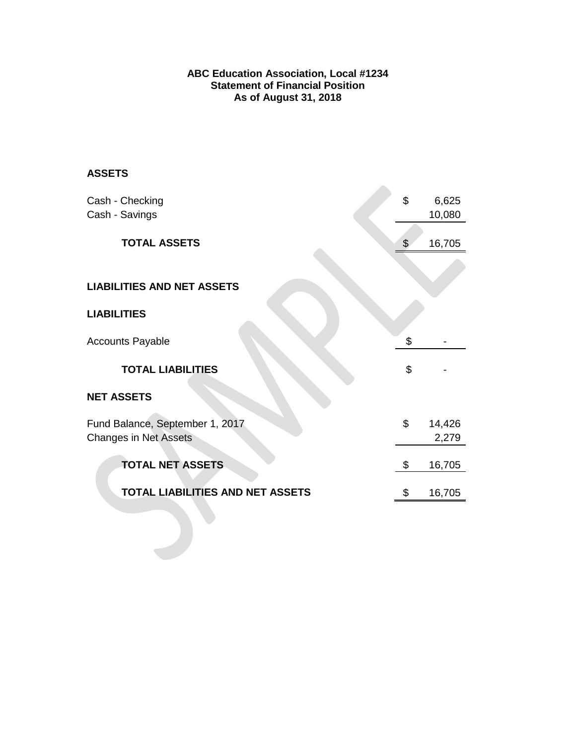**ABC Education Association, Local #1234**
**Statement of Financial Position**
**As of August 31, 2018**

**ASSETS**

| | | |
|---|---|---|
| Cash - Checking | $ | 6,625 |
| Cash - Savings | | 10,080 |
| **TOTAL ASSETS** | $ | 16,705 |

**LIABILITIES AND NET ASSETS**

**LIABILITIES**

| | | |
|---|---|---|
| Accounts Payable | $ | - |
| **TOTAL LIABILITIES** | $ | - |

**NET ASSETS**

| | | |
|---|---|---|
| Fund Balance, September 1, 2017 | $ | 14,426 |
| Changes in Net Assets | | 2,279 |
| **TOTAL NET ASSETS** | $ | 16,705 |
| **TOTAL LIABILITIES AND NET ASSETS** | $ | 16,705 |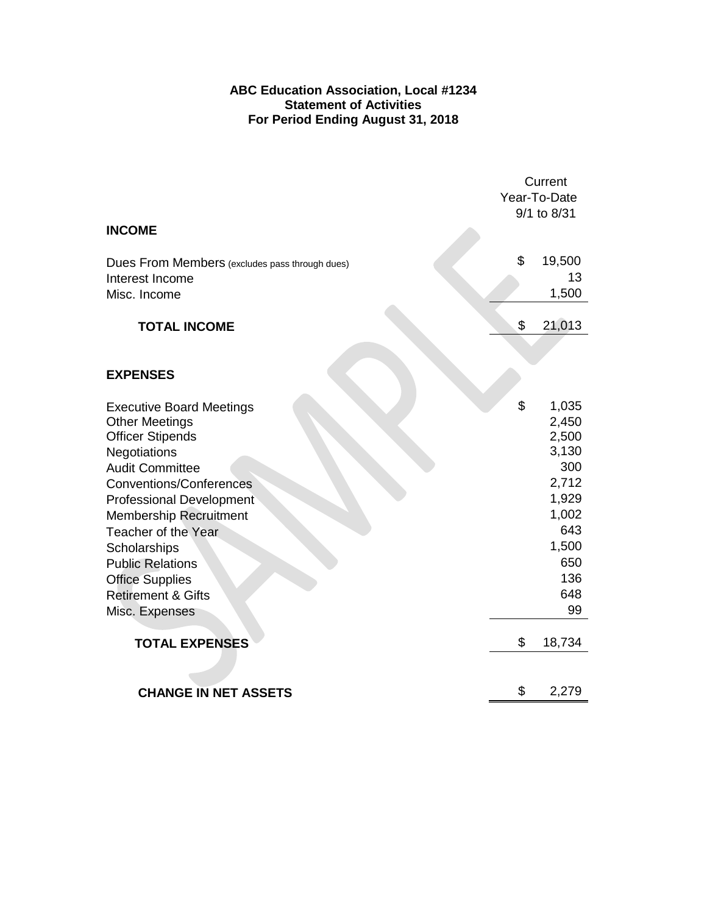**ABC Education Association, Local #1234**
**Statement of Activities**
**For Period Ending August 31, 2018**

| | Current Year-To-Date 9/1 to 8/31 |
|---|---|
| **INCOME** | |
| Dues From Members (excludes pass through dues) | $ 19,500 |
| Interest Income | 13 |
| Misc. Income | 1,500 |
| **TOTAL INCOME** | $ 21,013 |
| **EXPENSES** | |
| Executive Board Meetings | $ 1,035 |
| Other Meetings | 2,450 |
| Officer Stipends | 2,500 |
| Negotiations | 3,130 |
| Audit Committee | 300 |
| Conventions/Conferences | 2,712 |
| Professional Development | 1,929 |
| Membership Recruitment | 1,002 |
| Teacher of the Year | 643 |
| Scholarships | 1,500 |
| Public Relations | 650 |
| Office Supplies | 136 |
| Retirement & Gifts | 648 |
| Misc. Expenses | 99 |
| **TOTAL EXPENSES** | $ 18,734 |
| **CHANGE IN NET ASSETS** | $ 2,279 |